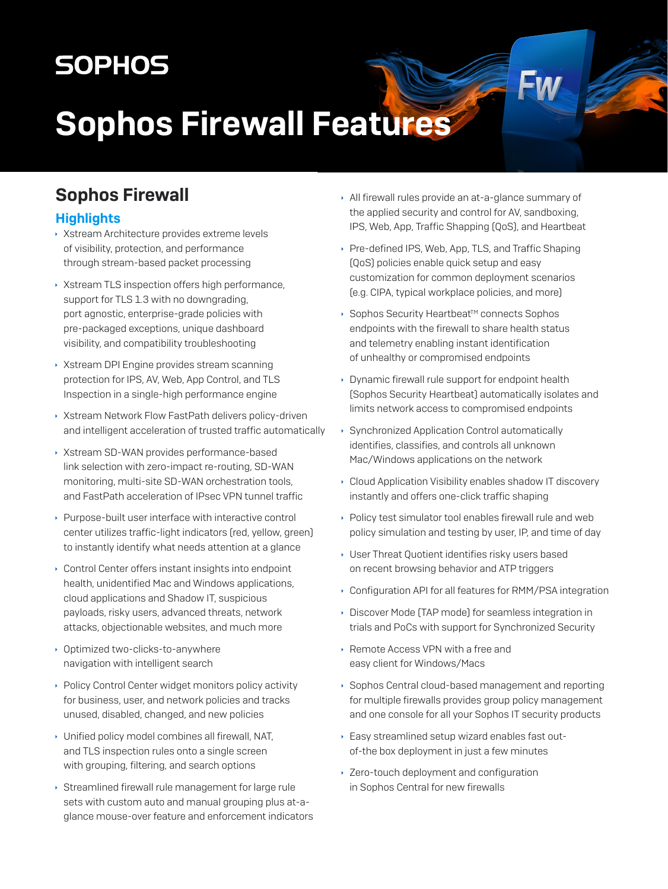SOPHOS

# Sophos Firewall Features

## Sophos Firewall

### Highlights

- Xstream Architecture provides extreme levels of visibility, protection, and performance through stream-based packet processing
- Xstream TLS inspection offers high performance, support for TLS 1.3 with no downgrading, port agnostic, enterprise-grade policies with pre-packaged exceptions, unique dashboard visibility, and compatibility troubleshooting
- Xstream DPI Engine provides stream scanning protection for IPS, AV, Web, App Control, and TLS Inspection in a single-high performance engine
- Xstream Network Flow FastPath delivers policy-driven and intelligent acceleration of trusted traffic automatically
- Xstream SD-WAN provides performance-based link selection with zero-impact re-routing, SD-WAN monitoring, multi-site SD-WAN orchestration tools, and FastPath acceleration of IPsec VPN tunnel traffic
- Purpose-built user interface with interactive control center utilizes traffic-light indicators (red, yellow, green) to instantly identify what needs attention at a glance
- Control Center offers instant insights into endpoint health, unidentified Mac and Windows applications, cloud applications and Shadow IT, suspicious payloads, risky users, advanced threats, network attacks, objectionable websites, and much more
- Optimized two-clicks-to-anywhere navigation with intelligent search
- Policy Control Center widget monitors policy activity for business, user, and network policies and tracks unused, disabled, changed, and new policies
- Unified policy model combines all firewall, NAT, and TLS inspection rules onto a single screen with grouping, filtering, and search options
- Streamlined firewall rule management for large rule sets with custom auto and manual grouping plus at-a-glance mouse-over feature and enforcement indicators
- All firewall rules provide an at-a-glance summary of the applied security and control for AV, sandboxing, IPS, Web, App, Traffic Shapping (QoS), and Heartbeat
- Pre-defined IPS, Web, App, TLS, and Traffic Shaping (QoS) policies enable quick setup and easy customization for common deployment scenarios (e.g. CIPA, typical workplace policies, and more)
- Sophos Security Heartbeat™ connects Sophos endpoints with the firewall to share health status and telemetry enabling instant identification of unhealthy or compromised endpoints
- Dynamic firewall rule support for endpoint health (Sophos Security Heartbeat) automatically isolates and limits network access to compromised endpoints
- Synchronized Application Control automatically identifies, classifies, and controls all unknown Mac/Windows applications on the network
- Cloud Application Visibility enables shadow IT discovery instantly and offers one-click traffic shaping
- Policy test simulator tool enables firewall rule and web policy simulation and testing by user, IP, and time of day
- User Threat Quotient identifies risky users based on recent browsing behavior and ATP triggers
- Configuration API for all features for RMM/PSA integration
- Discover Mode (TAP mode) for seamless integration in trials and PoCs with support for Synchronized Security
- Remote Access VPN with a free and easy client for Windows/Macs
- Sophos Central cloud-based management and reporting for multiple firewalls provides group policy management and one console for all your Sophos IT security products
- Easy streamlined setup wizard enables fast out-of-the box deployment in just a few minutes
- Zero-touch deployment and configuration in Sophos Central for new firewalls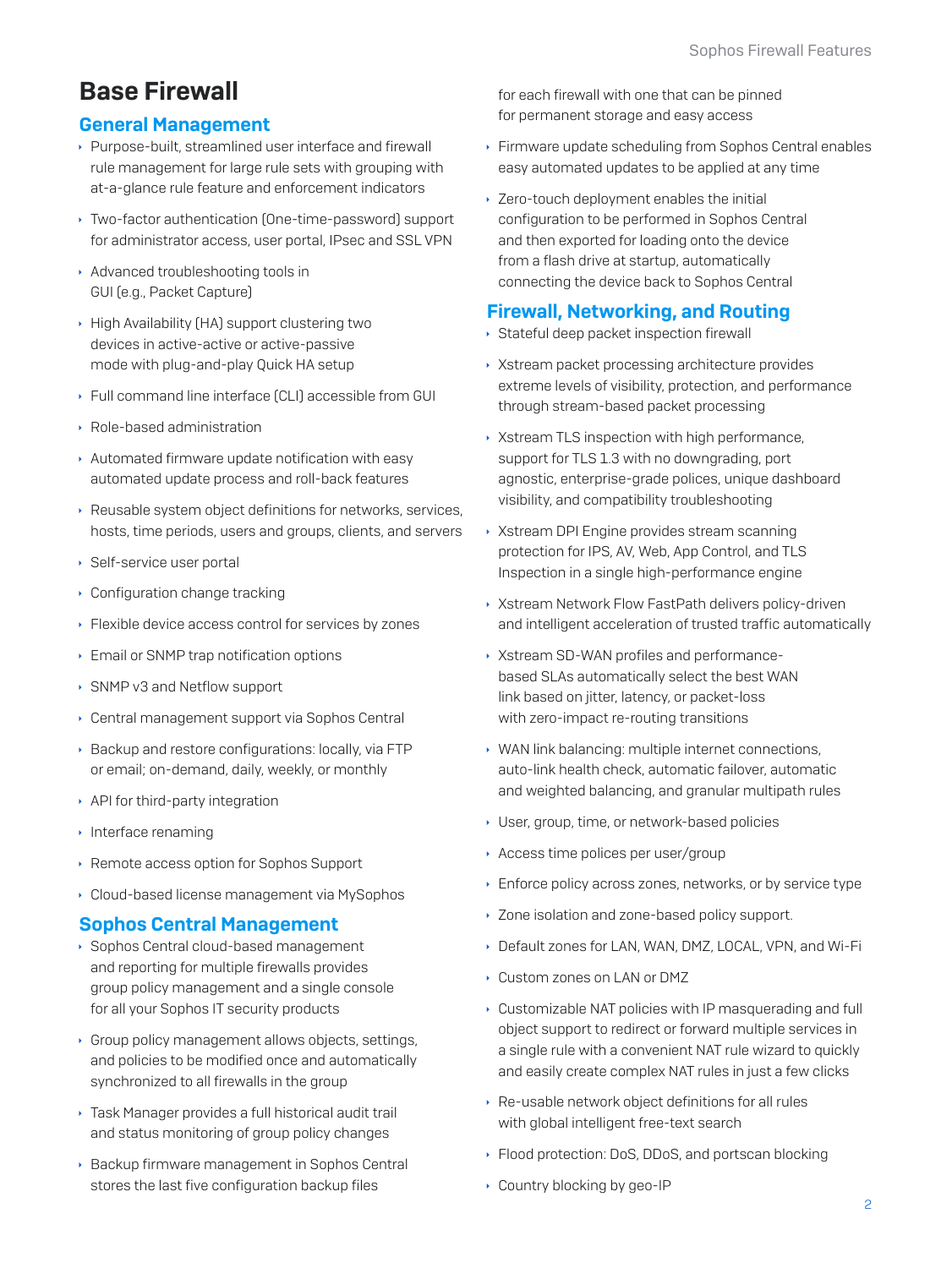# Base Firewall

## General Management

- Purpose-built, streamlined user interface and firewall rule management for large rule sets with grouping with at-a-glance rule feature and enforcement indicators
- Two-factor authentication (One-time-password) support for administrator access, user portal, IPsec and SSL VPN
- Advanced troubleshooting tools in GUI (e.g., Packet Capture)
- High Availability (HA) support clustering two devices in active-active or active-passive mode with plug-and-play Quick HA setup
- Full command line interface (CLI) accessible from GUI
- Role-based administration
- Automated firmware update notification with easy automated update process and roll-back features
- Reusable system object definitions for networks, services, hosts, time periods, users and groups, clients, and servers
- Self-service user portal
- Configuration change tracking
- Flexible device access control for services by zones
- Email or SNMP trap notification options
- SNMP v3 and Netflow support
- Central management support via Sophos Central
- Backup and restore configurations: locally, via FTP or email; on-demand, daily, weekly, or monthly
- API for third-party integration
- Interface renaming
- Remote access option for Sophos Support
- Cloud-based license management via MySophos

## Sophos Central Management

- Sophos Central cloud-based management and reporting for multiple firewalls provides group policy management and a single console for all your Sophos IT security products
- Group policy management allows objects, settings, and policies to be modified once and automatically synchronized to all firewalls in the group
- Task Manager provides a full historical audit trail and status monitoring of group policy changes
- Backup firmware management in Sophos Central stores the last five configuration backup files for each firewall with one that can be pinned for permanent storage and easy access
- Firmware update scheduling from Sophos Central enables easy automated updates to be applied at any time
- Zero-touch deployment enables the initial configuration to be performed in Sophos Central and then exported for loading onto the device from a flash drive at startup, automatically connecting the device back to Sophos Central

## Firewall, Networking, and Routing

- Stateful deep packet inspection firewall
- Xstream packet processing architecture provides extreme levels of visibility, protection, and performance through stream-based packet processing
- Xstream TLS inspection with high performance, support for TLS 1.3 with no downgrading, port agnostic, enterprise-grade polices, unique dashboard visibility, and compatibility troubleshooting
- Xstream DPI Engine provides stream scanning protection for IPS, AV, Web, App Control, and TLS Inspection in a single high-performance engine
- Xstream Network Flow FastPath delivers policy-driven and intelligent acceleration of trusted traffic automatically
- Xstream SD-WAN profiles and performance-based SLAs automatically select the best WAN link based on jitter, latency, or packet-loss with zero-impact re-routing transitions
- WAN link balancing: multiple internet connections, auto-link health check, automatic failover, automatic and weighted balancing, and granular multipath rules
- User, group, time, or network-based policies
- Access time polices per user/group
- Enforce policy across zones, networks, or by service type
- Zone isolation and zone-based policy support.
- Default zones for LAN, WAN, DMZ, LOCAL, VPN, and Wi-Fi
- Custom zones on LAN or DMZ
- Customizable NAT policies with IP masquerading and full object support to redirect or forward multiple services in a single rule with a convenient NAT rule wizard to quickly and easily create complex NAT rules in just a few clicks
- Re-usable network object definitions for all rules with global intelligent free-text search
- Flood protection: DoS, DDoS, and portscan blocking
- Country blocking by geo-IP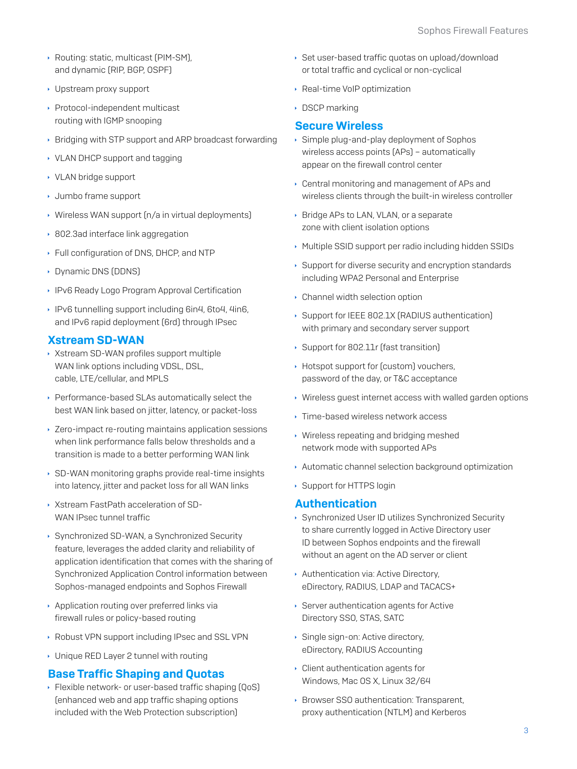- Routing: static, multicast (PIM-SM), and dynamic (RIP, BGP, OSPF)
- Upstream proxy support
- Protocol-independent multicast routing with IGMP snooping
- Bridging with STP support and ARP broadcast forwarding
- VLAN DHCP support and tagging
- VLAN bridge support
- Jumbo frame support
- Wireless WAN support (n/a in virtual deployments)
- 802.3ad interface link aggregation
- Full configuration of DNS, DHCP, and NTP
- Dynamic DNS (DDNS)
- IPv6 Ready Logo Program Approval Certification
- IPv6 tunnelling support including 6in4, 6to4, 4in6, and IPv6 rapid deployment (6rd) through IPsec

## Xstream SD-WAN

- Xstream SD-WAN profiles support multiple WAN link options including VDSL, DSL, cable, LTE/cellular, and MPLS
- Performance-based SLAs automatically select the best WAN link based on jitter, latency, or packet-loss
- Zero-impact re-routing maintains application sessions when link performance falls below thresholds and a transition is made to a better performing WAN link
- SD-WAN monitoring graphs provide real-time insights into latency, jitter and packet loss for all WAN links
- Xstream FastPath acceleration of SD-WAN IPsec tunnel traffic
- Synchronized SD-WAN, a Synchronized Security feature, leverages the added clarity and reliability of application identification that comes with the sharing of Synchronized Application Control information between Sophos-managed endpoints and Sophos Firewall
- Application routing over preferred links via firewall rules or policy-based routing
- Robust VPN support including IPsec and SSL VPN
- Unique RED Layer 2 tunnel with routing

## Base Traffic Shaping and Quotas

- Flexible network- or user-based traffic shaping (QoS) (enhanced web and app traffic shaping options included with the Web Protection subscription)
- Set user-based traffic quotas on upload/download or total traffic and cyclical or non-cyclical
- Real-time VoIP optimization
- DSCP marking

## Secure Wireless

- Simple plug-and-play deployment of Sophos wireless access points (APs) – automatically appear on the firewall control center
- Central monitoring and management of APs and wireless clients through the built-in wireless controller
- Bridge APs to LAN, VLAN, or a separate zone with client isolation options
- Multiple SSID support per radio including hidden SSIDs
- Support for diverse security and encryption standards including WPA2 Personal and Enterprise
- Channel width selection option
- Support for IEEE 802.1X (RADIUS authentication) with primary and secondary server support
- Support for 802.11r (fast transition)
- Hotspot support for (custom) vouchers, password of the day, or T&C acceptance
- Wireless guest internet access with walled garden options
- Time-based wireless network access
- Wireless repeating and bridging meshed network mode with supported APs
- Automatic channel selection background optimization
- Support for HTTPS login

## Authentication

- Synchronized User ID utilizes Synchronized Security to share currently logged in Active Directory user ID between Sophos endpoints and the firewall without an agent on the AD server or client
- Authentication via: Active Directory, eDirectory, RADIUS, LDAP and TACACS+
- Server authentication agents for Active Directory SSO, STAS, SATC
- Single sign-on: Active directory, eDirectory, RADIUS Accounting
- Client authentication agents for Windows, Mac OS X, Linux 32/64
- Browser SSO authentication: Transparent, proxy authentication (NTLM) and Kerberos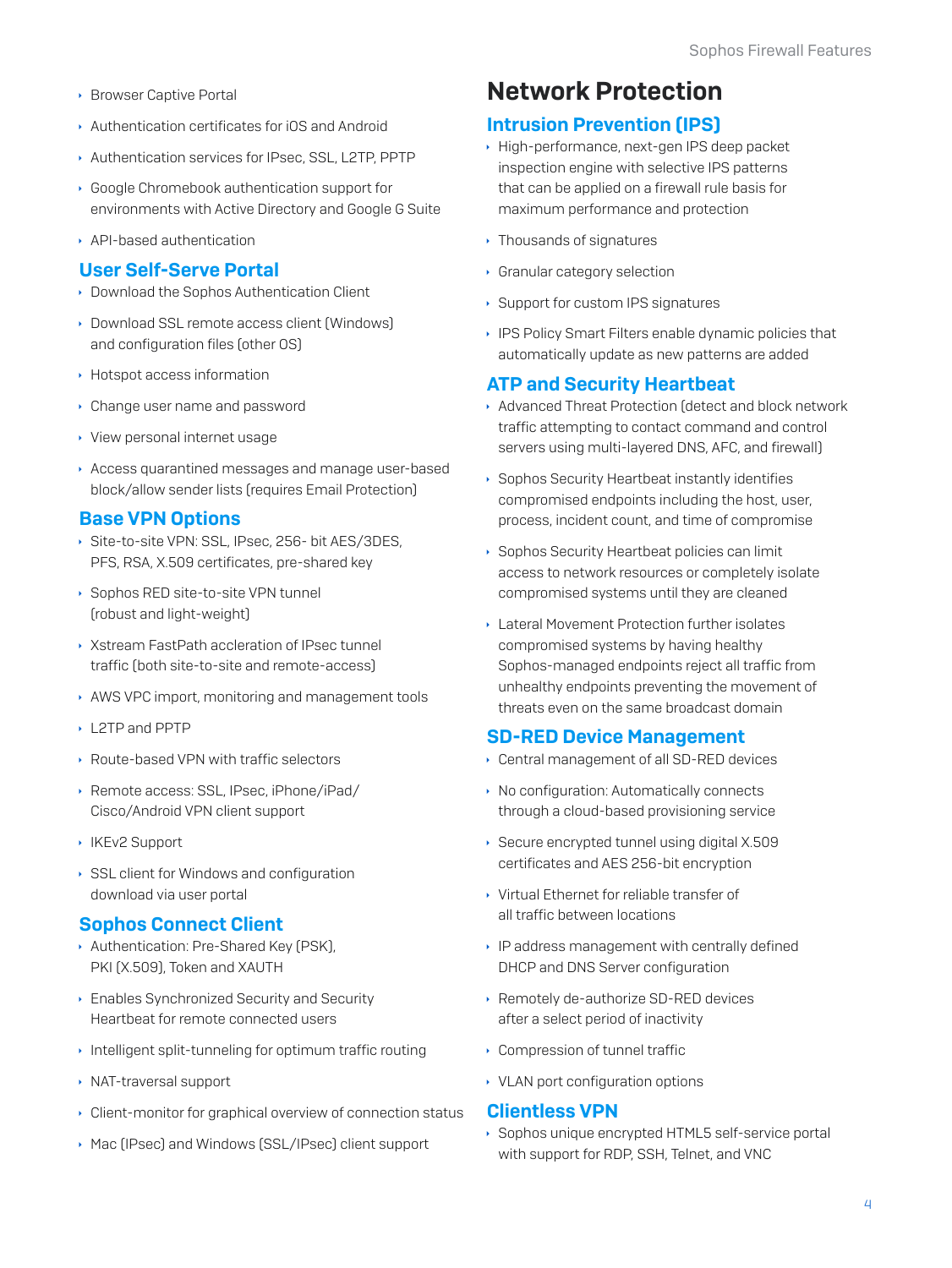- Browser Captive Portal
- Authentication certificates for iOS and Android
- Authentication services for IPsec, SSL, L2TP, PPTP
- Google Chromebook authentication support for environments with Active Directory and Google G Suite
- API-based authentication

### User Self-Serve Portal

- Download the Sophos Authentication Client
- Download SSL remote access client (Windows) and configuration files (other OS)
- Hotspot access information
- Change user name and password
- View personal internet usage
- Access quarantined messages and manage user-based block/allow sender lists (requires Email Protection)

### Base VPN Options

- Site-to-site VPN: SSL, IPsec, 256- bit AES/3DES, PFS, RSA, X.509 certificates, pre-shared key
- Sophos RED site-to-site VPN tunnel (robust and light-weight)
- Xstream FastPath accleration of IPsec tunnel traffic (both site-to-site and remote-access)
- AWS VPC import, monitoring and management tools
- L2TP and PPTP
- Route-based VPN with traffic selectors
- Remote access: SSL, IPsec, iPhone/iPad/Cisco/Android VPN client support
- IKEv2 Support
- SSL client for Windows and configuration download via user portal

### Sophos Connect Client

- Authentication: Pre-Shared Key (PSK), PKI (X.509), Token and XAUTH
- Enables Synchronized Security and Security Heartbeat for remote connected users
- Intelligent split-tunneling for optimum traffic routing
- NAT-traversal support
- Client-monitor for graphical overview of connection status
- Mac (IPsec) and Windows (SSL/IPsec) client support

## Network Protection

### Intrusion Prevention (IPS)

- High-performance, next-gen IPS deep packet inspection engine with selective IPS patterns that can be applied on a firewall rule basis for maximum performance and protection
- Thousands of signatures
- Granular category selection
- Support for custom IPS signatures
- IPS Policy Smart Filters enable dynamic policies that automatically update as new patterns are added

### ATP and Security Heartbeat

- Advanced Threat Protection (detect and block network traffic attempting to contact command and control servers using multi-layered DNS, AFC, and firewall)
- Sophos Security Heartbeat instantly identifies compromised endpoints including the host, user, process, incident count, and time of compromise
- Sophos Security Heartbeat policies can limit access to network resources or completely isolate compromised systems until they are cleaned
- Lateral Movement Protection further isolates compromised systems by having healthy Sophos-managed endpoints reject all traffic from unhealthy endpoints preventing the movement of threats even on the same broadcast domain

### SD-RED Device Management

- Central management of all SD-RED devices
- No configuration: Automatically connects through a cloud-based provisioning service
- Secure encrypted tunnel using digital X.509 certificates and AES 256-bit encryption
- Virtual Ethernet for reliable transfer of all traffic between locations
- IP address management with centrally defined DHCP and DNS Server configuration
- Remotely de-authorize SD-RED devices after a select period of inactivity
- Compression of tunnel traffic
- VLAN port configuration options

### Clientless VPN

- Sophos unique encrypted HTML5 self-service portal with support for RDP, SSH, Telnet, and VNC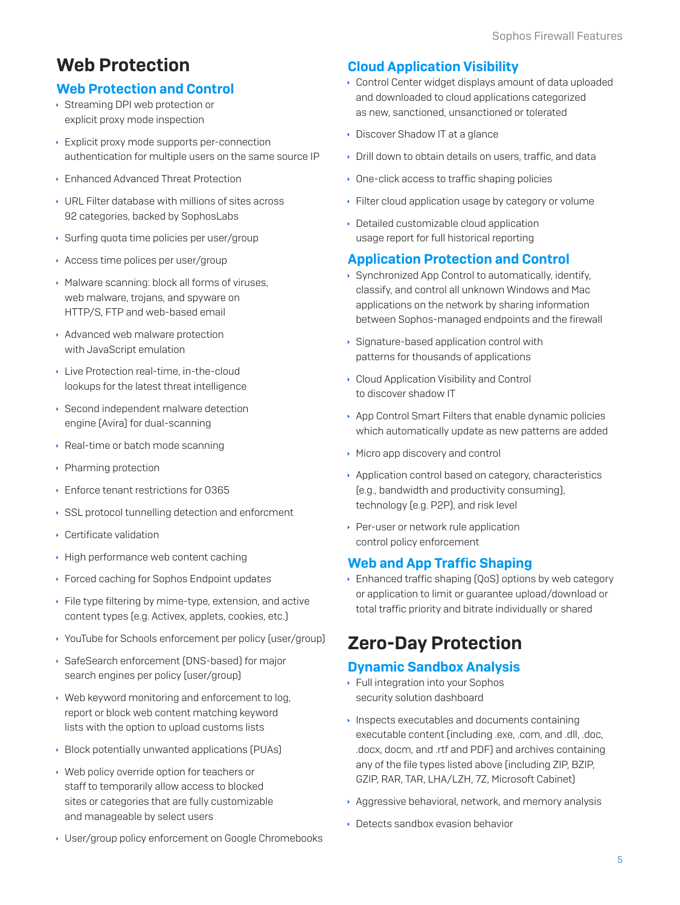# Web Protection

## Web Protection and Control

- Streaming DPI web protection or explicit proxy mode inspection
- Explicit proxy mode supports per-connection authentication for multiple users on the same source IP
- Enhanced Advanced Threat Protection
- URL Filter database with millions of sites across 92 categories, backed by SophosLabs
- Surfing quota time policies per user/group
- Access time polices per user/group
- Malware scanning: block all forms of viruses, web malware, trojans, and spyware on HTTP/S, FTP and web-based email
- Advanced web malware protection with JavaScript emulation
- Live Protection real-time, in-the-cloud lookups for the latest threat intelligence
- Second independent malware detection engine (Avira) for dual-scanning
- Real-time or batch mode scanning
- Pharming protection
- Enforce tenant restrictions for O365
- SSL protocol tunnelling detection and enforcment
- Certificate validation
- High performance web content caching
- Forced caching for Sophos Endpoint updates
- File type filtering by mime-type, extension, and active content types (e.g. Activex, applets, cookies, etc.)
- YouTube for Schools enforcement per policy (user/group)
- SafeSearch enforcement (DNS-based) for major search engines per policy (user/group)
- Web keyword monitoring and enforcement to log, report or block web content matching keyword lists with the option to upload customs lists
- Block potentially unwanted applications (PUAs)
- Web policy override option for teachers or staff to temporarily allow access to blocked sites or categories that are fully customizable and manageable by select users
- User/group policy enforcement on Google Chromebooks

## Cloud Application Visibility

- Control Center widget displays amount of data uploaded and downloaded to cloud applications categorized as new, sanctioned, unsanctioned or tolerated
- Discover Shadow IT at a glance
- Drill down to obtain details on users, traffic, and data
- One-click access to traffic shaping policies
- Filter cloud application usage by category or volume
- Detailed customizable cloud application usage report for full historical reporting

## Application Protection and Control

- Synchronized App Control to automatically, identify, classify, and control all unknown Windows and Mac applications on the network by sharing information between Sophos-managed endpoints and the firewall
- Signature-based application control with patterns for thousands of applications
- Cloud Application Visibility and Control to discover shadow IT
- App Control Smart Filters that enable dynamic policies which automatically update as new patterns are added
- Micro app discovery and control
- Application control based on category, characteristics (e.g., bandwidth and productivity consuming), technology (e.g. P2P), and risk level
- Per-user or network rule application control policy enforcement

## Web and App Traffic Shaping

- Enhanced traffic shaping (QoS) options by web category or application to limit or guarantee upload/download or total traffic priority and bitrate individually or shared

# Zero-Day Protection

## Dynamic Sandbox Analysis

- Full integration into your Sophos security solution dashboard
- Inspects executables and documents containing executable content (including .exe, .com, and .dll, .doc, .docx, docm, and .rtf and PDF) and archives containing any of the file types listed above (including ZIP, BZIP, GZIP, RAR, TAR, LHA/LZH, 7Z, Microsoft Cabinet)
- Aggressive behavioral, network, and memory analysis
- Detects sandbox evasion behavior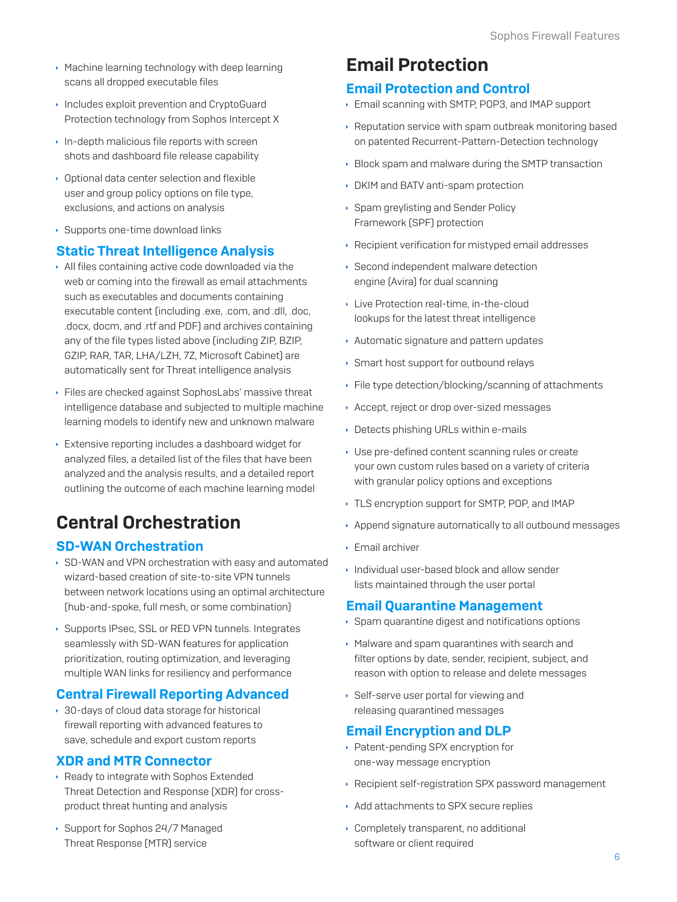- Machine learning technology with deep learning scans all dropped executable files
- Includes exploit prevention and CryptoGuard Protection technology from Sophos Intercept X
- In-depth malicious file reports with screen shots and dashboard file release capability
- Optional data center selection and flexible user and group policy options on file type, exclusions, and actions on analysis
- Supports one-time download links

### Static Threat Intelligence Analysis

- All files containing active code downloaded via the web or coming into the firewall as email attachments such as executables and documents containing executable content (including .exe, .com, and .dll, .doc, .docx, docm, and .rtf and PDF) and archives containing any of the file types listed above (including ZIP, BZIP, GZIP, RAR, TAR, LHA/LZH, 7Z, Microsoft Cabinet) are automatically sent for Threat intelligence analysis
- Files are checked against SophosLabs' massive threat intelligence database and subjected to multiple machine learning models to identify new and unknown malware
- Extensive reporting includes a dashboard widget for analyzed files, a detailed list of the files that have been analyzed and the analysis results, and a detailed report outlining the outcome of each machine learning model

## Central Orchestration

### SD-WAN Orchestration

- SD-WAN and VPN orchestration with easy and automated wizard-based creation of site-to-site VPN tunnels between network locations using an optimal architecture (hub-and-spoke, full mesh, or some combination)
- Supports IPsec, SSL or RED VPN tunnels. Integrates seamlessly with SD-WAN features for application prioritization, routing optimization, and leveraging multiple WAN links for resiliency and performance

### Central Firewall Reporting Advanced

- 30-days of cloud data storage for historical firewall reporting with advanced features to save, schedule and export custom reports

### XDR and MTR Connector

- Ready to integrate with Sophos Extended Threat Detection and Response (XDR) for cross-product threat hunting and analysis
- Support for Sophos 24/7 Managed Threat Response (MTR) service

## Email Protection

### Email Protection and Control

- Email scanning with SMTP, POP3, and IMAP support
- Reputation service with spam outbreak monitoring based on patented Recurrent-Pattern-Detection technology
- Block spam and malware during the SMTP transaction
- DKIM and BATV anti-spam protection
- Spam greylisting and Sender Policy Framework (SPF) protection
- Recipient verification for mistyped email addresses
- Second independent malware detection engine (Avira) for dual scanning
- Live Protection real-time, in-the-cloud lookups for the latest threat intelligence
- Automatic signature and pattern updates
- Smart host support for outbound relays
- File type detection/blocking/scanning of attachments
- Accept, reject or drop over-sized messages
- Detects phishing URLs within e-mails
- Use pre-defined content scanning rules or create your own custom rules based on a variety of criteria with granular policy options and exceptions
- TLS encryption support for SMTP, POP, and IMAP
- Append signature automatically to all outbound messages
- Email archiver
- Individual user-based block and allow sender lists maintained through the user portal

### Email Quarantine Management

- Spam quarantine digest and notifications options
- Malware and spam quarantines with search and filter options by date, sender, recipient, subject, and reason with option to release and delete messages
- Self-serve user portal for viewing and releasing quarantined messages

### Email Encryption and DLP

- Patent-pending SPX encryption for one-way message encryption
- Recipient self-registration SPX password management
- Add attachments to SPX secure replies
- Completely transparent, no additional software or client required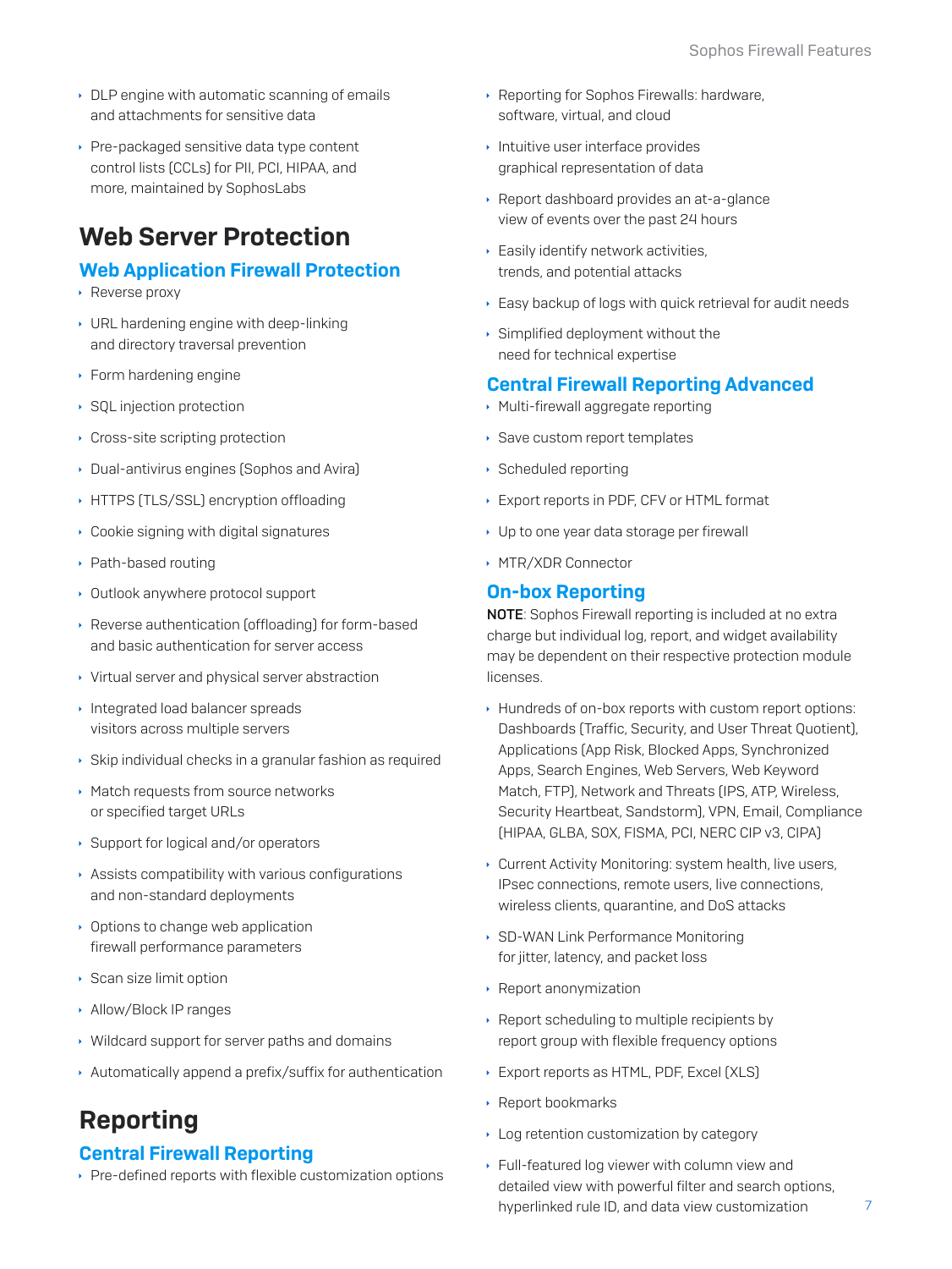- DLP engine with automatic scanning of emails and attachments for sensitive data
- Pre-packaged sensitive data type content control lists (CCLs) for PII, PCI, HIPAA, and more, maintained by SophosLabs

# Web Server Protection

## Web Application Firewall Protection

- Reverse proxy
- URL hardening engine with deep-linking and directory traversal prevention
- Form hardening engine
- SQL injection protection
- Cross-site scripting protection
- Dual-antivirus engines (Sophos and Avira)
- HTTPS (TLS/SSL) encryption offloading
- Cookie signing with digital signatures
- Path-based routing
- Outlook anywhere protocol support
- Reverse authentication (offloading) for form-based and basic authentication for server access
- Virtual server and physical server abstraction
- Integrated load balancer spreads visitors across multiple servers
- Skip individual checks in a granular fashion as required
- Match requests from source networks or specified target URLs
- Support for logical and/or operators
- Assists compatibility with various configurations and non-standard deployments
- Options to change web application firewall performance parameters
- Scan size limit option
- Allow/Block IP ranges
- Wildcard support for server paths and domains
- Automatically append a prefix/suffix for authentication

# Reporting

## Central Firewall Reporting

- Pre-defined reports with flexible customization options
- Reporting for Sophos Firewalls: hardware, software, virtual, and cloud
- Intuitive user interface provides graphical representation of data
- Report dashboard provides an at-a-glance view of events over the past 24 hours
- Easily identify network activities, trends, and potential attacks
- Easy backup of logs with quick retrieval for audit needs
- Simplified deployment without the need for technical expertise

## Central Firewall Reporting Advanced

- Multi-firewall aggregate reporting
- Save custom report templates
- Scheduled reporting
- Export reports in PDF, CFV or HTML format
- Up to one year data storage per firewall
- MTR/XDR Connector

## On-box Reporting

**NOTE**: Sophos Firewall reporting is included at no extra charge but individual log, report, and widget availability may be dependent on their respective protection module licenses.

- Hundreds of on-box reports with custom report options: Dashboards (Traffic, Security, and User Threat Quotient), Applications (App Risk, Blocked Apps, Synchronized Apps, Search Engines, Web Servers, Web Keyword Match, FTP), Network and Threats (IPS, ATP, Wireless, Security Heartbeat, Sandstorm), VPN, Email, Compliance (HIPAA, GLBA, SOX, FISMA, PCI, NERC CIP v3, CIPA)
- Current Activity Monitoring: system health, live users, IPsec connections, remote users, live connections, wireless clients, quarantine, and DoS attacks
- SD-WAN Link Performance Monitoring for jitter, latency, and packet loss
- Report anonymization
- Report scheduling to multiple recipients by report group with flexible frequency options
- Export reports as HTML, PDF, Excel (XLS)
- Report bookmarks
- Log retention customization by category
- Full-featured log viewer with column view and detailed view with powerful filter and search options, hyperlinked rule ID, and data view customization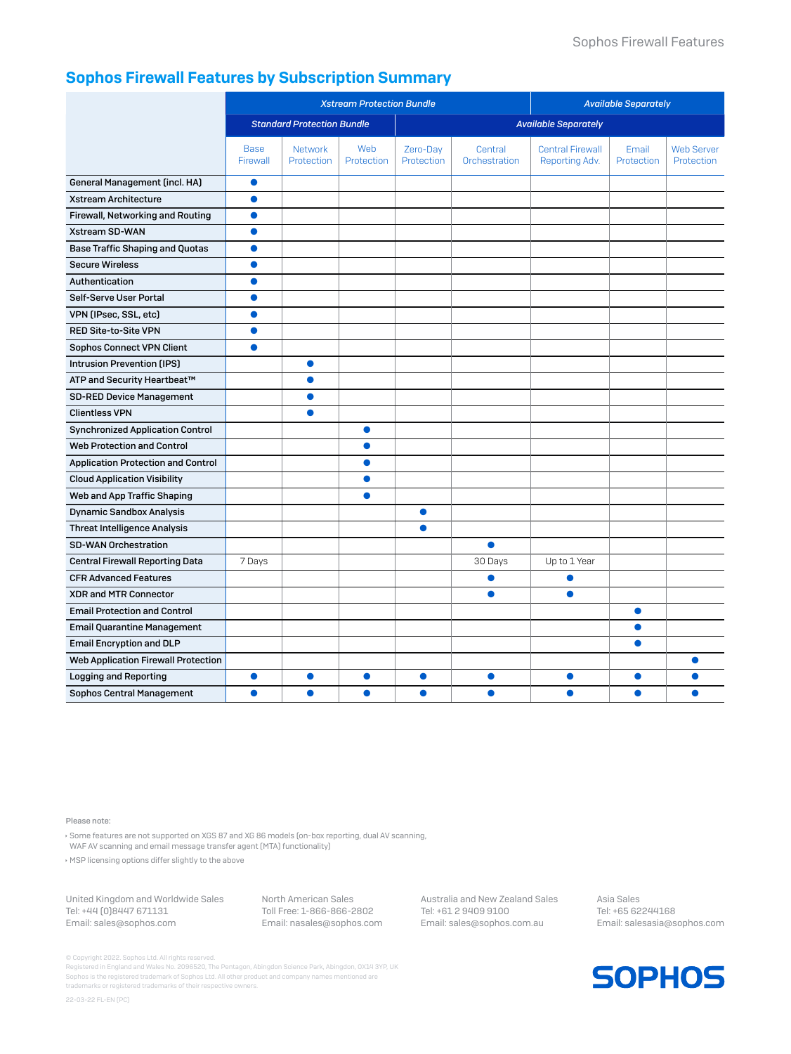## Sophos Firewall Features by Subscription Summary

| | Xstream Protection Bundle | | | | | | Available Separately | |
|---|---|---|---|---|---|---|---|---|
| | Standard Protection Bundle | | | Available Separately | | | | |
| | Base Firewall | Network Protection | Web Protection | Zero-Day Protection | Central Orchestration | Central Firewall Reporting Adv. | Email Protection | Web Server Protection |
| General Management (incl. HA) | ● | | | | | | | |
| Xstream Architecture | ● | | | | | | | |
| Firewall, Networking and Routing | ● | | | | | | | |
| Xstream SD-WAN | ● | | | | | | | |
| Base Traffic Shaping and Quotas | ● | | | | | | | |
| Secure Wireless | ● | | | | | | | |
| Authentication | ● | | | | | | | |
| Self-Serve User Portal | ● | | | | | | | |
| VPN (IPsec, SSL, etc) | ● | | | | | | | |
| RED Site-to-Site VPN | ● | | | | | | | |
| Sophos Connect VPN Client | ● | | | | | | | |
| Intrusion Prevention (IPS) | | ● | | | | | | |
| ATP and Security Heartbeat™ | | ● | | | | | | |
| SD-RED Device Management | | ● | | | | | | |
| Clientless VPN | | ● | | | | | | |
| Synchronized Application Control | | | ● | | | | | |
| Web Protection and Control | | | ● | | | | | |
| Application Protection and Control | | | ● | | | | | |
| Cloud Application Visibility | | | ● | | | | | |
| Web and App Traffic Shaping | | | ● | | | | | |
| Dynamic Sandbox Analysis | | | | ● | | | | |
| Threat Intelligence Analysis | | | | ● | | | | |
| SD-WAN Orchestration | | | | | ● | | | |
| Central Firewall Reporting Data | 7 Days | | | | 30 Days | Up to 1 Year | | |
| CFR Advanced Features | | | | | ● | ● | | |
| XDR and MTR Connector | | | | | ● | ● | | |
| Email Protection and Control | | | | | | | ● | |
| Email Quarantine Management | | | | | | | ● | |
| Email Encryption and DLP | | | | | | | ● | |
| Web Application Firewall Protection | | | | | | | | ● |
| Logging and Reporting | ● | ● | ● | ● | ● | ● | ● | ● |
| Sophos Central Management | ● | ● | ● | ● | ● | ● | ● | ● |

Please note:

- Some features are not supported on XGS 87 and XG 86 models (on-box reporting, dual AV scanning, WAF AV scanning and email message transfer agent (MTA) functionality)
- MSP licensing options differ slightly to the above

United Kingdom and Worldwide Sales
Tel: +44 (0)8447 671131
Email: sales@sophos.com

North American Sales
Toll Free: 1-866-866-2802
Email: nasales@sophos.com

Australia and New Zealand Sales
Tel: +61 2 9409 9100
Email: sales@sophos.com.au

Asia Sales
Tel: +65 62244168
Email: salesasia@sophos.com

© Copyright 2022. Sophos Ltd. All rights reserved.
Registered in England and Wales No. 2096520, The Pentagon, Abingdon Science Park, Abingdon, OX14 3YP, UK
Sophos is the registered trademark of Sophos Ltd. All other product and company names mentioned are trademarks or registered trademarks of their respective owners.

22-03-22 FL-EN (PC)

SOPHOS